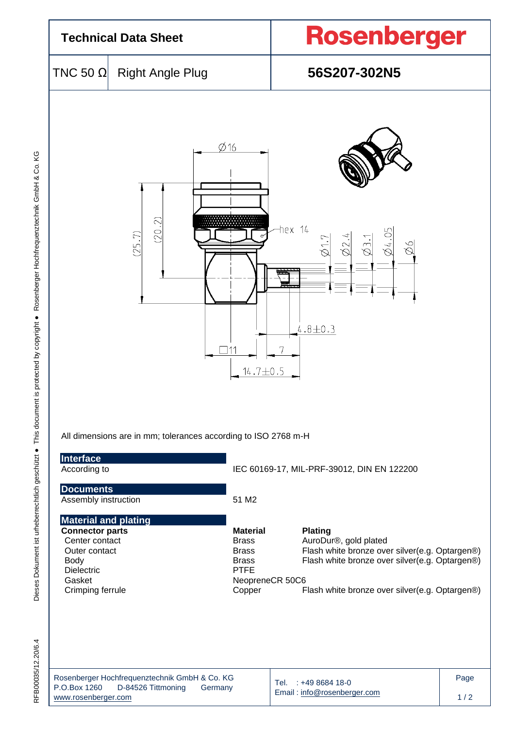# Technical Data Sheet

**Rosenberger**

| TNC 50 Ω | Right Angle Plug | **56S207-302N5** |
|---|---|---|

All dimensions are in mm; tolerances according to ISO 2768 m-H

## Interface

| | |
|---|---|
| According to | IEC 60169-17, MIL-PRF-39012, DIN EN 122200 |

## Documents

| | |
|---|---|
| Assembly instruction | 51 M2 |

## Material and plating

| **Connector parts** | **Material** | **Plating** |
|---|---|---|
| Center contact | Brass | AuroDur®, gold plated |
| Outer contact | Brass | Flash white bronze over silver(e.g. Optargen®) |
| Body | Brass | Flash white bronze over silver(e.g. Optargen®) |
| Dielectric | PTFE | |
| Gasket | NeopreneCR 50C6 | |
| Crimping ferrule | Copper | Flash white bronze over silver(e.g. Optargen®) |

Rosenberger Hochfrequenztechnik GmbH & Co. KG
P.O.Box 1260 D-84526 Tittmoning Germany
www.rosenberger.com

Tel. : +49 8684 18-0
Email : info@rosenberger.com

RFB00035/12.20/6.4

Dieses Dokument ist urheberrechtlich geschützt ● This document is protected by copyright ● Rosenberger Hochfrequenztechnik GmbH & Co. KG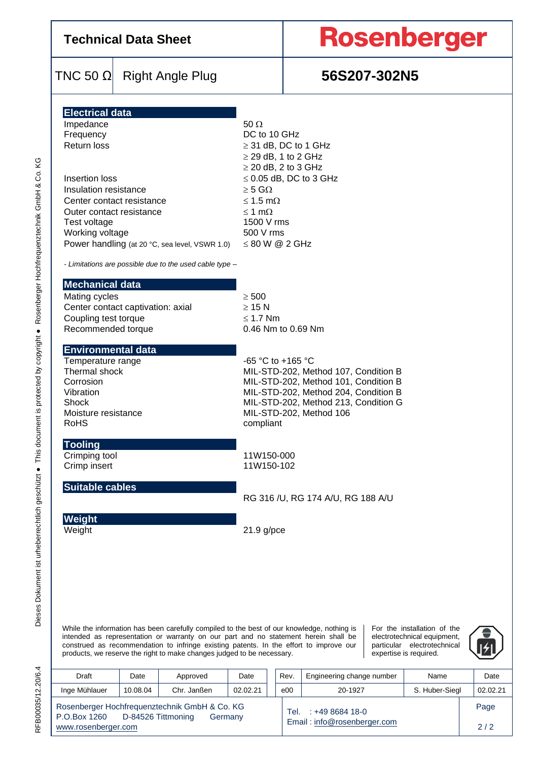# Technical Data Sheet

**Rosenberger**

TNC 50 Ω | Right Angle Plug

**56S207-302N5**

## Electrical data

| | |
|---|---|
| Impedance | 50 Ω |
| Frequency | DC to 10 GHz |
| Return loss | ≥ 31 dB, DC to 1 GHz |
| | ≥ 29 dB, 1 to 2 GHz |
| | ≥ 20 dB, 2 to 3 GHz |
| Insertion loss | ≤ 0.05 dB, DC to 3 GHz |
| Insulation resistance | ≥ 5 GΩ |
| Center contact resistance | ≤ 1.5 mΩ |
| Outer contact resistance | ≤ 1 mΩ |
| Test voltage | 1500 V rms |
| Working voltage | 500 V rms |
| Power handling (at 20 °C, sea level, VSWR 1.0) | ≤ 80 W @ 2 GHz |

*- Limitations are possible due to the used cable type –*

## Mechanical data

| | |
|---|---|
| Mating cycles | ≥ 500 |
| Center contact captivation: axial | ≥ 15 N |
| Coupling test torque | ≤ 1.7 Nm |
| Recommended torque | 0.46 Nm to 0.69 Nm |

## Environmental data

| | |
|---|---|
| Temperature range | -65 °C to +165 °C |
| Thermal shock | MIL-STD-202, Method 107, Condition B |
| Corrosion | MIL-STD-202, Method 101, Condition B |
| Vibration | MIL-STD-202, Method 204, Condition B |
| Shock | MIL-STD-202, Method 213, Condition G |
| Moisture resistance | MIL-STD-202, Method 106 |
| RoHS | compliant |

## Tooling

| | |
|---|---|
| Crimping tool | 11W150-000 |
| Crimp insert | 11W150-102 |

## Suitable cables

RG 316 /U, RG 174 A/U, RG 188 A/U

## Weight

| | |
|---|---|
| Weight | 21.9 g/pce |

While the information has been carefully compiled to the best of our knowledge, nothing is intended as representation or warranty on our part and no statement herein shall be construed as recommendation to infringe existing patents. In the effort to improve our products, we reserve the right to make changes judged to be necessary.

For the installation of the electrotechnical equipment, particular electrotechnical expertise is required.

| Draft | Date | Approved | Date | Rev. | Engineering change number | Name | Date |
|---|---|---|---|---|---|---|---|
| Inge Mühlauer | 10.08.04 | Chr. Janßen | 02.02.21 | e00 | 20-1927 | S. Huber-Siegl | 02.02.21 |

Rosenberger Hochfrequenztechnik GmbH & Co. KG
P.O.Box 1260 D-84526 Tittmoning Germany
www.rosenberger.com

Tel. : +49 8684 18-0
Email : info@rosenberger.com

Dieses Dokument ist urheberrechtlich geschützt ● This document is protected by copyright ● Rosenberger Hochfrequenztechnik GmbH & Co. KG

RFB00035/12.20/6.4